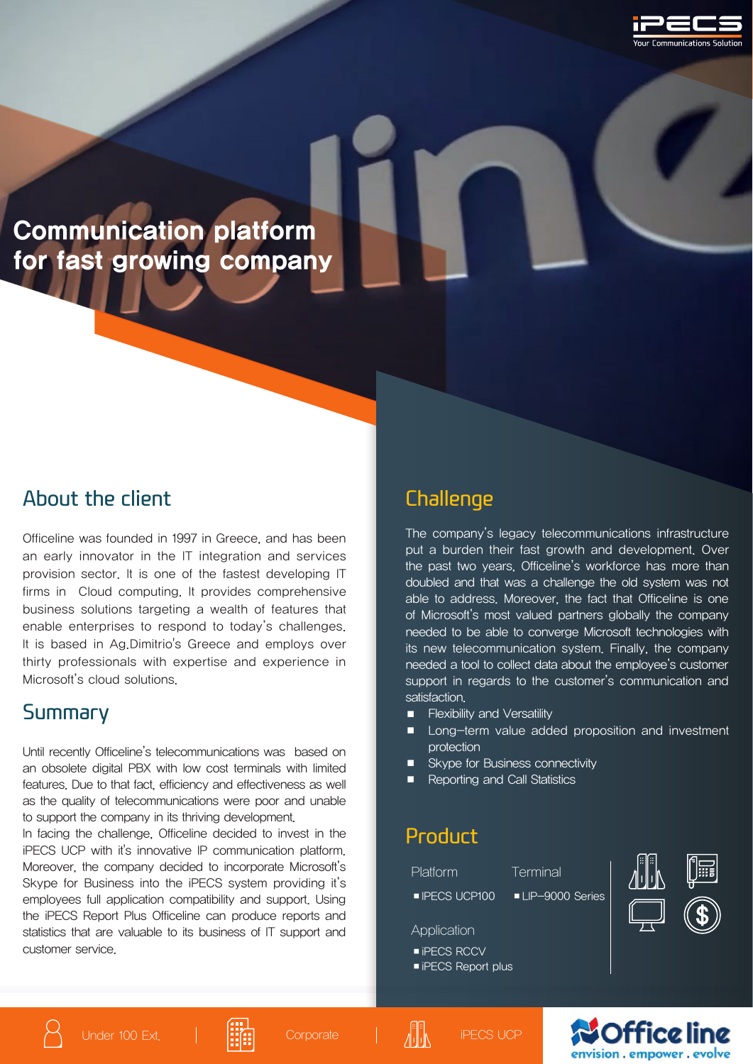iPECS
Your Communications Solution

# Communication platform for fast growing company

## About the client

Officeline was founded in 1997 in Greece, and has been an early innovator in the IT integration and services provision sector. It is one of the fastest developing IT firms in Cloud computing. It provides comprehensive business solutions targeting a wealth of features that enable enterprises to respond to today's challenges. It is based in Ag.Dimitrio's Greece and employs over thirty professionals with expertise and experience in Microsoft's cloud solutions.

## Summary

Until recently Officeline's telecommunications was based on an obsolete digital PBX with low cost terminals with limited features. Due to that fact, efficiency and effectiveness as well as the quality of telecommunications were poor and unable to support the company in its thriving development.
In facing the challenge, Officeline decided to invest in the iPECS UCP with it's innovative IP communication platform. Moreover, the company decided to incorporate Microsoft's Skype for Business into the iPECS system providing it's employees full application compatibility and support. Using the iPECS Report Plus Officeline can produce reports and statistics that are valuable to its business of IT support and customer service.

## Challenge

The company's legacy telecommunications infrastructure put a burden their fast growth and development. Over the past two years, Officeline's workforce has more than doubled and that was a challenge the old system was not able to address. Moreover, the fact that Officeline is one of Microsoft's most valued partners globally the company needed to be able to converge Microsoft technologies with its new telecommunication system. Finally, the company needed a tool to collect data about the employee's customer support in regards to the customer's communication and satisfaction.

- Flexibility and Versatility
- Long-term value added proposition and investment protection
- Skype for Business connectivity
- Reporting and Call Statistics

## Product

Platform
- iPECS UCP100

Terminal
- LIP-9000 Series

Application
- iPECS RCCV
- iPECS Report plus

Under 100 Ext. | Corporate | iPECS UCP

Office line
envision . empower . evolve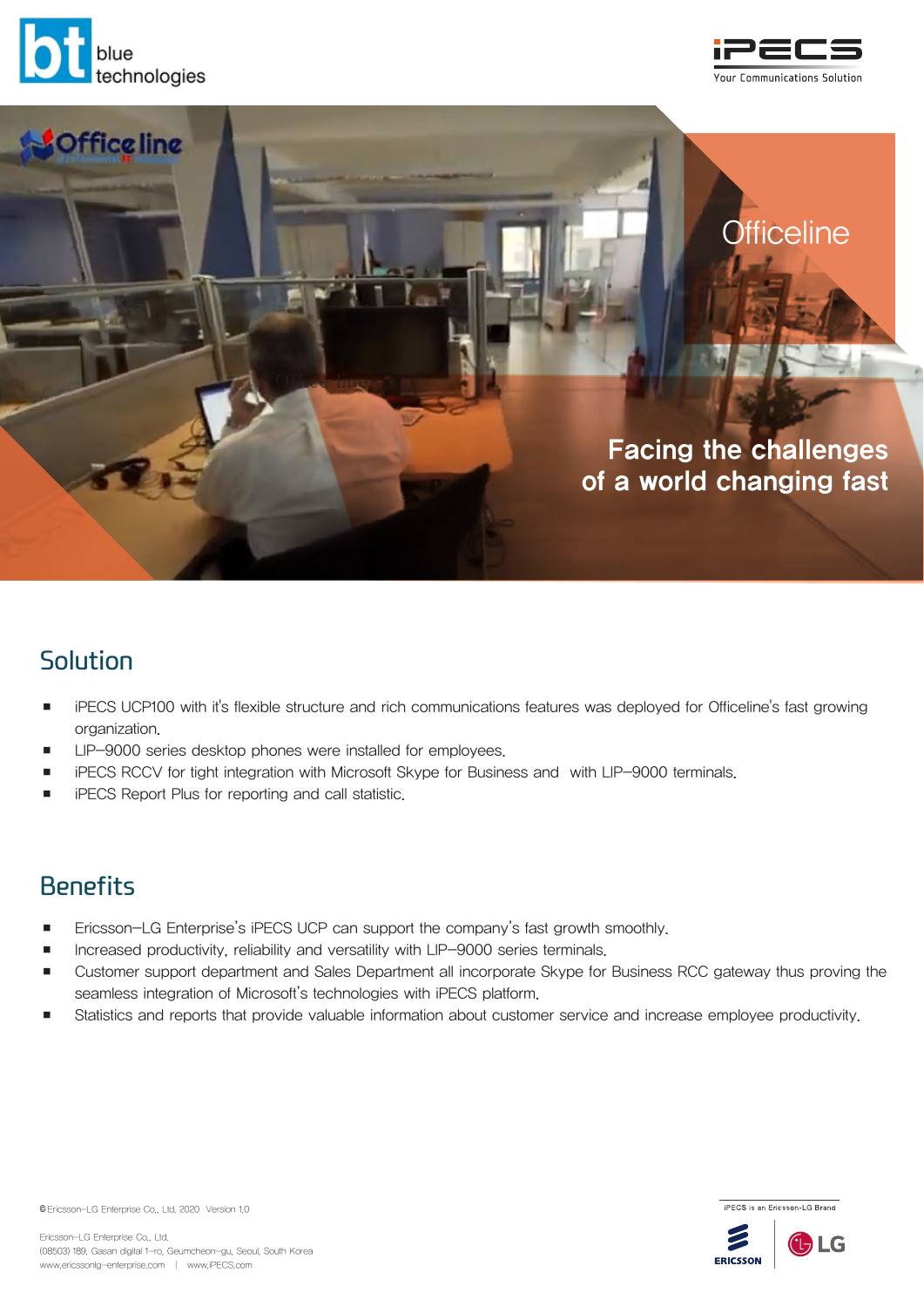Officeline

**Facing the challenges of a world changing fast**

## Solution

- iPECS UCP100 with it's flexible structure and rich communications features was deployed for Officeline's fast growing organization.
- LIP-9000 series desktop phones were installed for employees.
- iPECS RCCV for tight integration with Microsoft Skype for Business and with LIP-9000 terminals.
- iPECS Report Plus for reporting and call statistic.

## Benefits

- Ericsson-LG Enterprise's iPECS UCP can support the company's fast growth smoothly.
- Increased productivity, reliability and versatility with LIP-9000 series terminals.
- Customer support department and Sales Department all incorporate Skype for Business RCC gateway thus proving the seamless integration of Microsoft's technologies with iPECS platform.
- Statistics and reports that provide valuable information about customer service and increase employee productivity.

© Ericsson-LG Enterprise Co., Ltd. 2020 Version 1.0

Ericsson-LG Enterprise Co., Ltd.
(08503) 189, Gasan digital 1-ro, Geumcheon-gu, Seoul, South Korea
www.ericssonlg-enterprise.com | www.iPECS.com

iPECS is an Ericsson-LG Brand